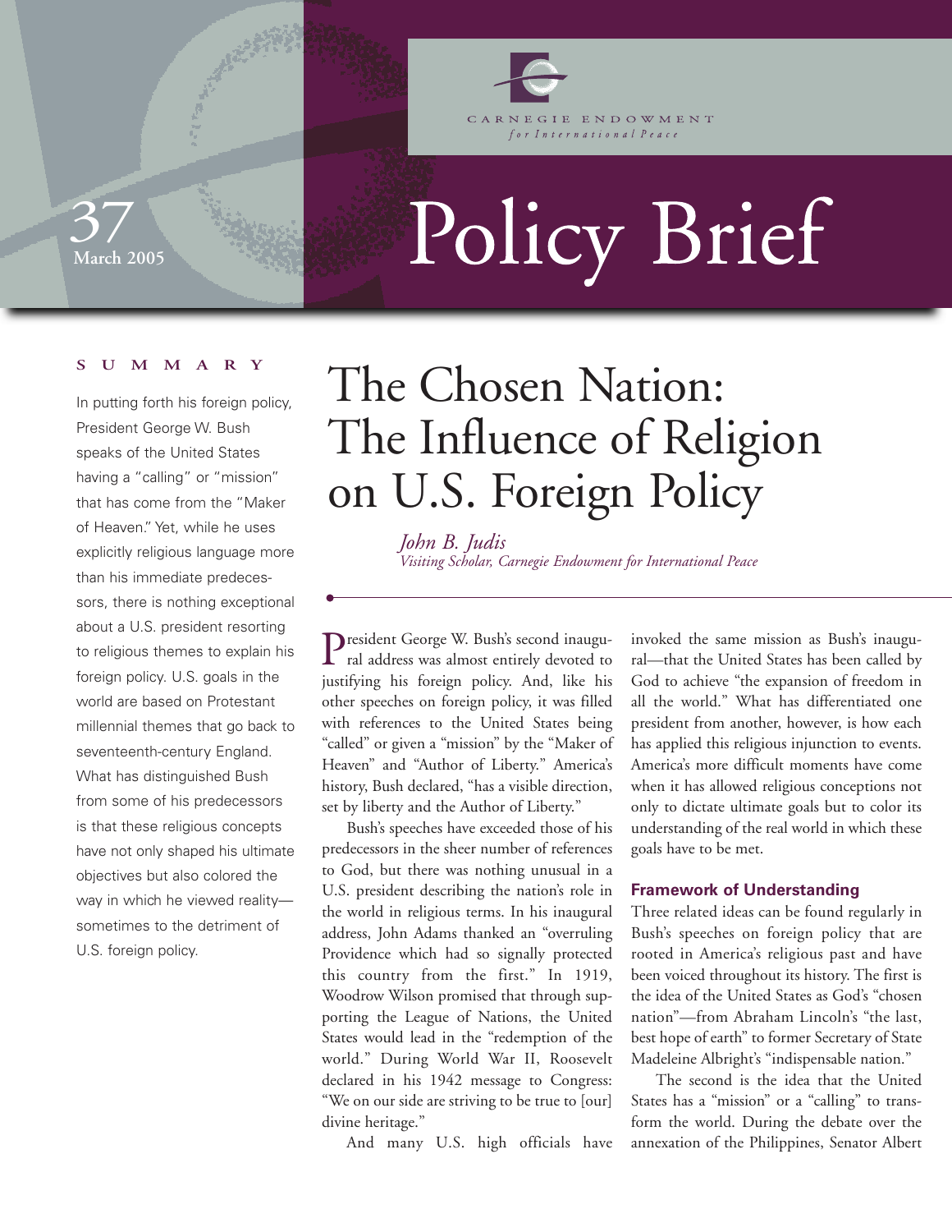Carnegie Endowment for International Peace

# Policy Brief

37
March 2005

## SUMMARY

In putting forth his foreign policy, President George W. Bush speaks of the United States having a "calling" or "mission" that has come from the "Maker of Heaven." Yet, while he uses explicitly religious language more than his immediate predecessors, there is nothing exceptional about a U.S. president resorting to religious themes to explain his foreign policy. U.S. goals in the world are based on Protestant millennial themes that go back to seventeenth-century England. What has distinguished Bush from some of his predecessors is that these religious concepts have not only shaped his ultimate objectives but also colored the way in which he viewed reality—sometimes to the detriment of U.S. foreign policy.

# The Chosen Nation: The Influence of Religion on U.S. Foreign Policy

*John B. Judis*
*Visiting Scholar, Carnegie Endowment for International Peace*

President George W. Bush's second inaugural address was almost entirely devoted to justifying his foreign policy. And, like his other speeches on foreign policy, it was filled with references to the United States being "called" or given a "mission" by the "Maker of Heaven" and "Author of Liberty." America's history, Bush declared, "has a visible direction, set by liberty and the Author of Liberty."

Bush's speeches have exceeded those of his predecessors in the sheer number of references to God, but there was nothing unusual in a U.S. president describing the nation's role in the world in religious terms. In his inaugural address, John Adams thanked an "overruling Providence which had so signally protected this country from the first." In 1919, Woodrow Wilson promised that through supporting the League of Nations, the United States would lead in the "redemption of the world." During World War II, Roosevelt declared in his 1942 message to Congress: "We on our side are striving to be true to [our] divine heritage."

And many U.S. high officials have invoked the same mission as Bush's inaugural—that the United States has been called by God to achieve "the expansion of freedom in all the world." What has differentiated one president from another, however, is how each has applied this religious injunction to events. America's more difficult moments have come when it has allowed religious conceptions not only to dictate ultimate goals but to color its understanding of the real world in which these goals have to be met.

### Framework of Understanding

Three related ideas can be found regularly in Bush's speeches on foreign policy that are rooted in America's religious past and have been voiced throughout its history. The first is the idea of the United States as God's "chosen nation"—from Abraham Lincoln's "the last, best hope of earth" to former Secretary of State Madeleine Albright's "indispensable nation."

The second is the idea that the United States has a "mission" or a "calling" to transform the world. During the debate over the annexation of the Philippines, Senator Albert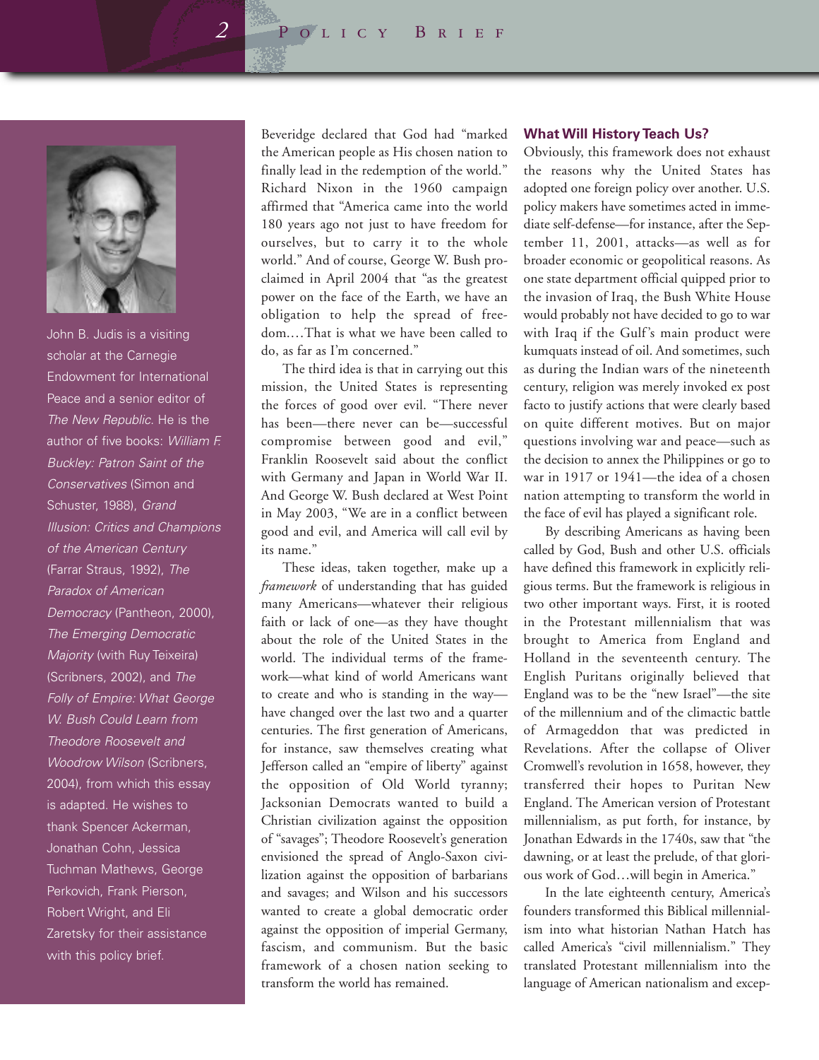John B. Judis is a visiting scholar at the Carnegie Endowment for International Peace and a senior editor of *The New Republic*. He is the author of five books: *William F. Buckley: Patron Saint of the Conservatives* (Simon and Schuster, 1988), *Grand Illusion: Critics and Champions of the American Century* (Farrar Straus, 1992), *The Paradox of American Democracy* (Pantheon, 2000), *The Emerging Democratic Majority* (with Ruy Teixeira) (Scribners, 2002), and *The Folly of Empire: What George W. Bush Could Learn from Theodore Roosevelt and Woodrow Wilson* (Scribners, 2004), from which this essay is adapted. He wishes to thank Spencer Ackerman, Jonathan Cohn, Jessica Tuchman Mathews, George Perkovich, Frank Pierson, Robert Wright, and Eli Zaretsky for their assistance with this policy brief.

Beveridge declared that God had "marked the American people as His chosen nation to finally lead in the redemption of the world." Richard Nixon in the 1960 campaign affirmed that "America came into the world 180 years ago not just to have freedom for ourselves, but to carry it to the whole world." And of course, George W. Bush proclaimed in April 2004 that "as the greatest power on the face of the Earth, we have an obligation to help the spread of freedom.…That is what we have been called to do, as far as I'm concerned."

The third idea is that in carrying out this mission, the United States is representing the forces of good over evil. "There never has been—there never can be—successful compromise between good and evil," Franklin Roosevelt said about the conflict with Germany and Japan in World War II. And George W. Bush declared at West Point in May 2003, "We are in a conflict between good and evil, and America will call evil by its name."

These ideas, taken together, make up a *framework* of understanding that has guided many Americans—whatever their religious faith or lack of one—as they have thought about the role of the United States in the world. The individual terms of the framework—what kind of world Americans want to create and who is standing in the way—have changed over the last two and a quarter centuries. The first generation of Americans, for instance, saw themselves creating what Jefferson called an "empire of liberty" against the opposition of Old World tyranny; Jacksonian Democrats wanted to build a Christian civilization against the opposition of "savages"; Theodore Roosevelt's generation envisioned the spread of Anglo-Saxon civilization against the opposition of barbarians and savages; and Wilson and his successors wanted to create a global democratic order against the opposition of imperial Germany, fascism, and communism. But the basic framework of a chosen nation seeking to transform the world has remained.

## What Will History Teach Us?

Obviously, this framework does not exhaust the reasons why the United States has adopted one foreign policy over another. U.S. policy makers have sometimes acted in immediate self-defense—for instance, after the September 11, 2001, attacks—as well as for broader economic or geopolitical reasons. As one state department official quipped prior to the invasion of Iraq, the Bush White House would probably not have decided to go to war with Iraq if the Gulf's main product were kumquats instead of oil. And sometimes, such as during the Indian wars of the nineteenth century, religion was merely invoked ex post facto to justify actions that were clearly based on quite different motives. But on major questions involving war and peace—such as the decision to annex the Philippines or go to war in 1917 or 1941—the idea of a chosen nation attempting to transform the world in the face of evil has played a significant role.

By describing Americans as having been called by God, Bush and other U.S. officials have defined this framework in explicitly religious terms. But the framework is religious in two other important ways. First, it is rooted in the Protestant millennialism that was brought to America from England and Holland in the seventeenth century. The English Puritans originally believed that England was to be the "new Israel"—the site of the millennium and of the climactic battle of Armageddon that was predicted in Revelations. After the collapse of Oliver Cromwell's revolution in 1658, however, they transferred their hopes to Puritan New England. The American version of Protestant millennialism, as put forth, for instance, by Jonathan Edwards in the 1740s, saw that "the dawning, or at least the prelude, of that glorious work of God…will begin in America."

In the late eighteenth century, America's founders transformed this Biblical millennialism into what historian Nathan Hatch has called America's "civil millennialism." They translated Protestant millennialism into the language of American nationalism and excep-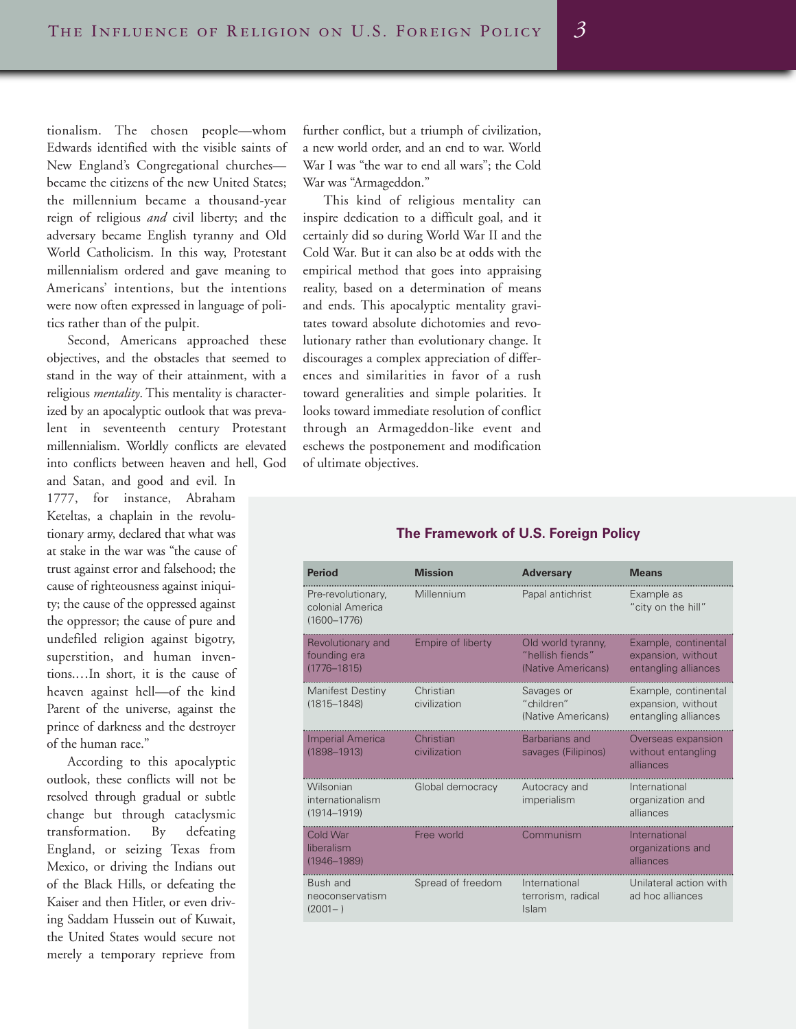tionalism. The chosen people—whom Edwards identified with the visible saints of New England's Congregational churches—became the citizens of the new United States; the millennium became a thousand-year reign of religious *and* civil liberty; and the adversary became English tyranny and Old World Catholicism. In this way, Protestant millennialism ordered and gave meaning to Americans' intentions, but the intentions were now often expressed in language of politics rather than of the pulpit.

Second, Americans approached these objectives, and the obstacles that seemed to stand in the way of their attainment, with a religious *mentality*. This mentality is characterized by an apocalyptic outlook that was prevalent in seventeenth century Protestant millennialism. Worldly conflicts are elevated into conflicts between heaven and hell, God and Satan, and good and evil. In 1777, for instance, Abraham Keteltas, a chaplain in the revolutionary army, declared that what was at stake in the war was "the cause of trust against error and falsehood; the cause of righteousness against iniquity; the cause of the oppressed against the oppressor; the cause of pure and undefiled religion against bigotry, superstition, and human inventions.…In short, it is the cause of heaven against hell—of the kind Parent of the universe, against the prince of darkness and the destroyer of the human race."

According to this apocalyptic outlook, these conflicts will not be resolved through gradual or subtle change but through cataclysmic transformation. By defeating England, or seizing Texas from Mexico, or driving the Indians out of the Black Hills, or defeating the Kaiser and then Hitler, or even driving Saddam Hussein out of Kuwait, the United States would secure not merely a temporary reprieve from further conflict, but a triumph of civilization, a new world order, and an end to war. World War I was "the war to end all wars"; the Cold War was "Armageddon."

This kind of religious mentality can inspire dedication to a difficult goal, and it certainly did so during World War II and the Cold War. But it can also be at odds with the empirical method that goes into appraising reality, based on a determination of means and ends. This apocalyptic mentality gravitates toward absolute dichotomies and revolutionary rather than evolutionary change. It discourages a complex appreciation of differences and similarities in favor of a rush toward generalities and simple polarities. It looks toward immediate resolution of conflict through an Armageddon-like event and eschews the postponement and modification of ultimate objectives.

**The Framework of U.S. Foreign Policy**

| Period | Mission | Adversary | Means |
|---|---|---|---|
| Pre-revolutionary, colonial America (1600–1776) | Millennium | Papal antichrist | Example as "city on the hill" |
| Revolutionary and founding era (1776–1815) | Empire of liberty | Old world tyranny, "hellish fiends" (Native Americans) | Example, continental expansion, without entangling alliances |
| Manifest Destiny (1815–1848) | Christian civilization | Savages or "children" (Native Americans) | Example, continental expansion, without entangling alliances |
| Imperial America (1898–1913) | Christian civilization | Barbarians and savages (Filipinos) | Overseas expansion without entangling alliances |
| Wilsonian internationalism (1914–1919) | Global democracy | Autocracy and imperialism | International organization and alliances |
| Cold War liberalism (1946–1989) | Free world | Communism | International organizations and alliances |
| Bush and neoconservatism (2001– ) | Spread of freedom | International terrorism, radical Islam | Unilateral action with ad hoc alliances |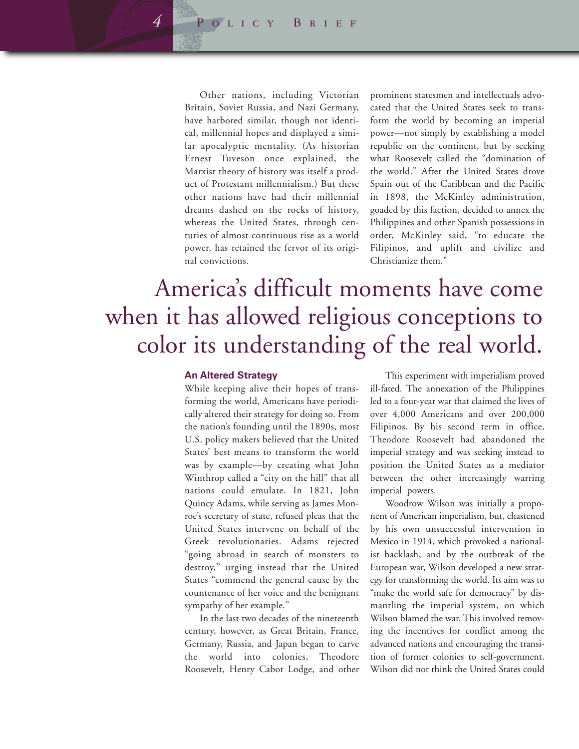Other nations, including Victorian Britain, Soviet Russia, and Nazi Germany, have harbored similar, though not identical, millennial hopes and displayed a similar apocalyptic mentality. (As historian Ernest Tuveson once explained, the Marxist theory of history was itself a product of Protestant millennialism.) But these other nations have had their millennial dreams dashed on the rocks of history, whereas the United States, through centuries of almost continuous rise as a world power, has retained the fervor of its original convictions.

> America's difficult moments have come when it has allowed religious conceptions to color its understanding of the real world.

### An Altered Strategy

While keeping alive their hopes of transforming the world, Americans have periodically altered their strategy for doing so. From the nation's founding until the 1890s, most U.S. policy makers believed that the United States' best means to transform the world was by example—by creating what John Winthrop called a "city on the hill" that all nations could emulate. In 1821, John Quincy Adams, while serving as James Monroe's secretary of state, refused pleas that the United States intervene on behalf of the Greek revolutionaries. Adams rejected "going abroad in search of monsters to destroy," urging instead that the United States "commend the general cause by the countenance of her voice and the benignant sympathy of her example."

In the last two decades of the nineteenth century, however, as Great Britain, France, Germany, Russia, and Japan began to carve the world into colonies, Theodore Roosevelt, Henry Cabot Lodge, and other prominent statesmen and intellectuals advocated that the United States seek to transform the world by becoming an imperial power—not simply by establishing a model republic on the continent, but by seeking what Roosevelt called the "domination of the world." After the United States drove Spain out of the Caribbean and the Pacific in 1898, the McKinley administration, goaded by this faction, decided to annex the Philippines and other Spanish possessions in order, McKinley said, "to educate the Filipinos, and uplift and civilize and Christianize them."

This experiment with imperialism proved ill-fated. The annexation of the Philippines led to a four-year war that claimed the lives of over 4,000 Americans and over 200,000 Filipinos. By his second term in office, Theodore Roosevelt had abandoned the imperial strategy and was seeking instead to position the United States as a mediator between the other increasingly warring imperial powers.

Woodrow Wilson was initially a proponent of American imperialism, but, chastened by his own unsuccessful intervention in Mexico in 1914, which provoked a nationalist backlash, and by the outbreak of the European war, Wilson developed a new strategy for transforming the world. Its aim was to "make the world safe for democracy" by dismantling the imperial system, on which Wilson blamed the war. This involved removing the incentives for conflict among the advanced nations and encouraging the transition of former colonies to self-government. Wilson did not think the United States could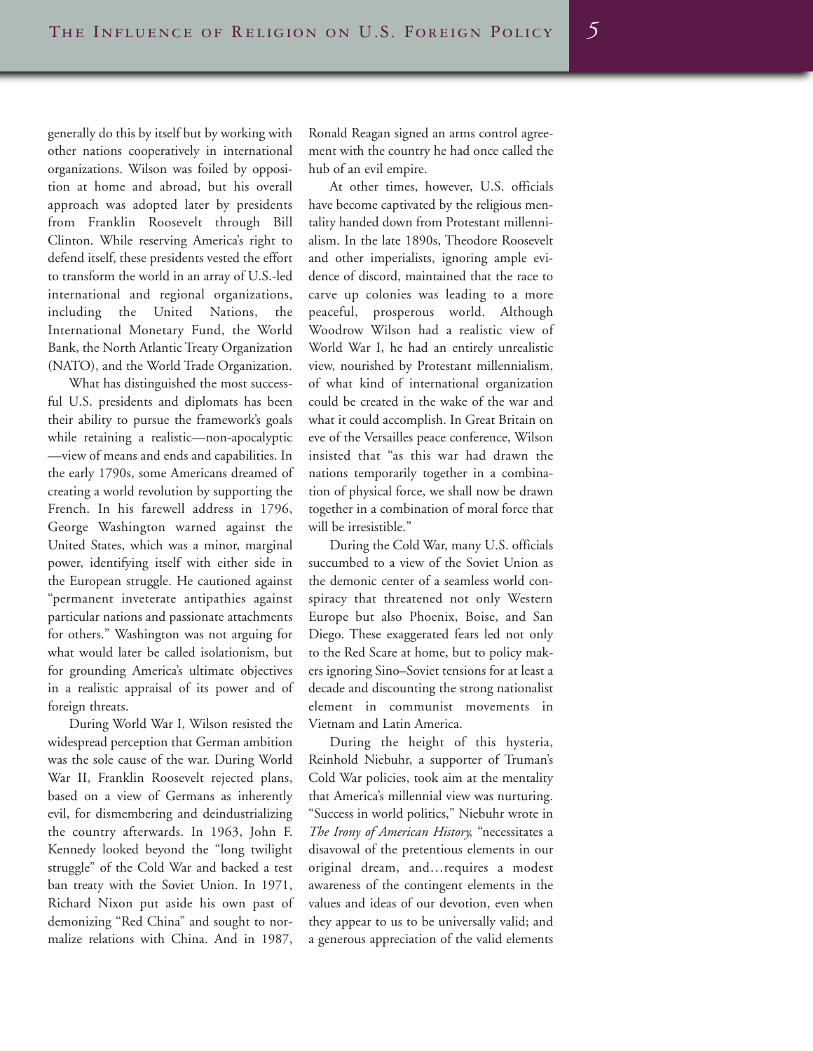generally do this by itself but by working with other nations cooperatively in international organizations. Wilson was foiled by opposition at home and abroad, but his overall approach was adopted later by presidents from Franklin Roosevelt through Bill Clinton. While reserving America's right to defend itself, these presidents vested the effort to transform the world in an array of U.S.-led international and regional organizations, including the United Nations, the International Monetary Fund, the World Bank, the North Atlantic Treaty Organization (NATO), and the World Trade Organization.

What has distinguished the most successful U.S. presidents and diplomats has been their ability to pursue the framework's goals while retaining a realistic—non-apocalyptic—view of means and ends and capabilities. In the early 1790s, some Americans dreamed of creating a world revolution by supporting the French. In his farewell address in 1796, George Washington warned against the United States, which was a minor, marginal power, identifying itself with either side in the European struggle. He cautioned against "permanent inveterate antipathies against particular nations and passionate attachments for others." Washington was not arguing for what would later be called isolationism, but for grounding America's ultimate objectives in a realistic appraisal of its power and of foreign threats.

During World War I, Wilson resisted the widespread perception that German ambition was the sole cause of the war. During World War II, Franklin Roosevelt rejected plans, based on a view of Germans as inherently evil, for dismembering and deindustrializing the country afterwards. In 1963, John F. Kennedy looked beyond the "long twilight struggle" of the Cold War and backed a test ban treaty with the Soviet Union. In 1971, Richard Nixon put aside his own past of demonizing "Red China" and sought to normalize relations with China. And in 1987, Ronald Reagan signed an arms control agreement with the country he had once called the hub of an evil empire.

At other times, however, U.S. officials have become captivated by the religious mentality handed down from Protestant millennialism. In the late 1890s, Theodore Roosevelt and other imperialists, ignoring ample evidence of discord, maintained that the race to carve up colonies was leading to a more peaceful, prosperous world. Although Woodrow Wilson had a realistic view of World War I, he had an entirely unrealistic view, nourished by Protestant millennialism, of what kind of international organization could be created in the wake of the war and what it could accomplish. In Great Britain on eve of the Versailles peace conference, Wilson insisted that "as this war had drawn the nations temporarily together in a combination of physical force, we shall now be drawn together in a combination of moral force that will be irresistible."

During the Cold War, many U.S. officials succumbed to a view of the Soviet Union as the demonic center of a seamless world conspiracy that threatened not only Western Europe but also Phoenix, Boise, and San Diego. These exaggerated fears led not only to the Red Scare at home, but to policy makers ignoring Sino–Soviet tensions for at least a decade and discounting the strong nationalist element in communist movements in Vietnam and Latin America.

During the height of this hysteria, Reinhold Niebuhr, a supporter of Truman's Cold War policies, took aim at the mentality that America's millennial view was nurturing. "Success in world politics," Niebuhr wrote in *The Irony of American History,* "necessitates a disavowal of the pretentious elements in our original dream, and…requires a modest awareness of the contingent elements in the values and ideas of our devotion, even when they appear to us to be universally valid; and a generous appreciation of the valid elements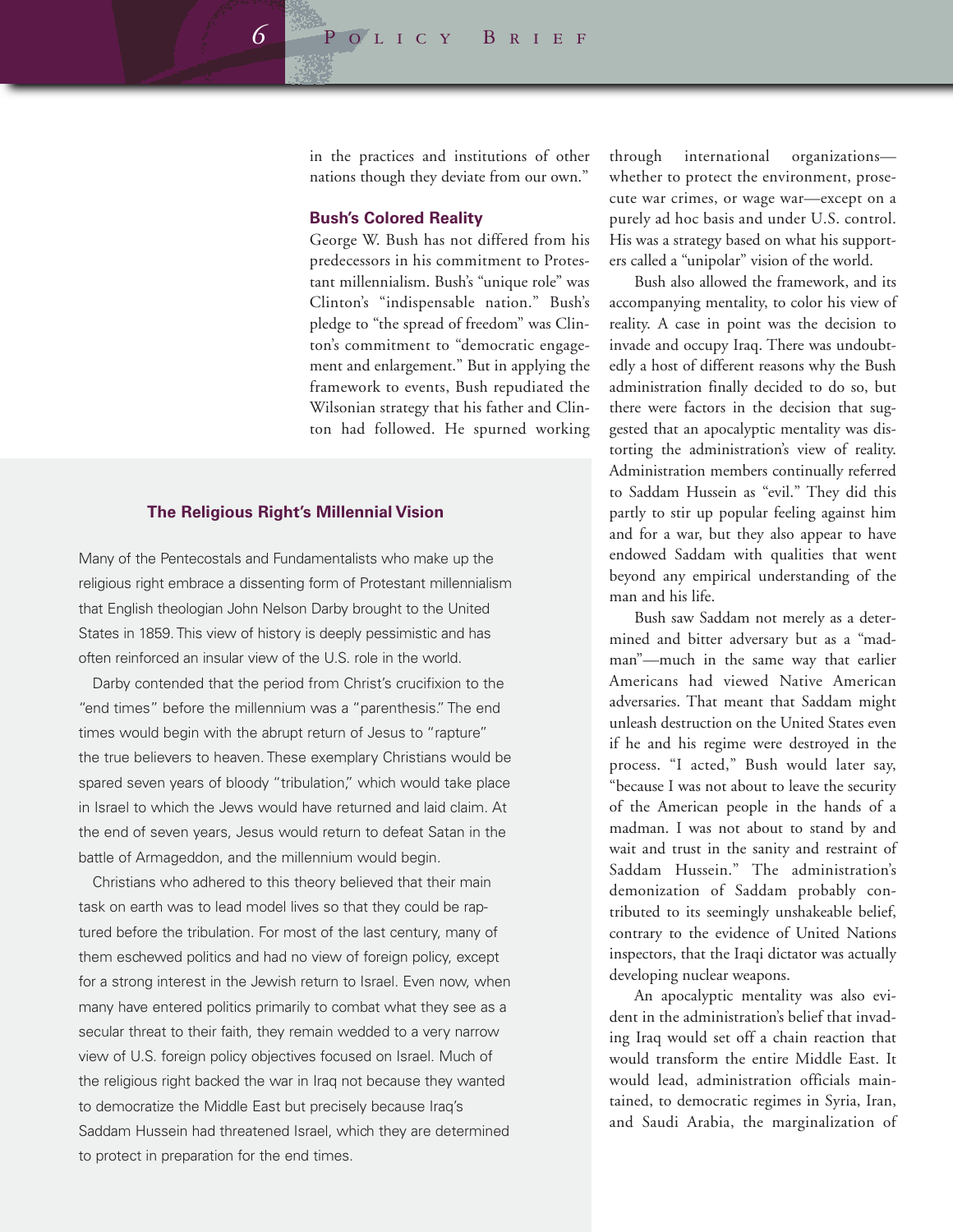in the practices and institutions of other nations though they deviate from our own."

### Bush's Colored Reality

George W. Bush has not differed from his predecessors in his commitment to Protestant millennialism. Bush's "unique role" was Clinton's "indispensable nation." Bush's pledge to "the spread of freedom" was Clinton's commitment to "democratic engagement and enlargement." But in applying the framework to events, Bush repudiated the Wilsonian strategy that his father and Clinton had followed. He spurned working through international organizations—whether to protect the environment, prosecute war crimes, or wage war—except on a purely ad hoc basis and under U.S. control. His was a strategy based on what his supporters called a "unipolar" vision of the world.

Bush also allowed the framework, and its accompanying mentality, to color his view of reality. A case in point was the decision to invade and occupy Iraq. There was undoubtedly a host of different reasons why the Bush administration finally decided to do so, but there were factors in the decision that suggested that an apocalyptic mentality was distorting the administration's view of reality. Administration members continually referred to Saddam Hussein as "evil." They did this partly to stir up popular feeling against him and for a war, but they also appear to have endowed Saddam with qualities that went beyond any empirical understanding of the man and his life.

Bush saw Saddam not merely as a determined and bitter adversary but as a "madman"—much in the same way that earlier Americans had viewed Native American adversaries. That meant that Saddam might unleash destruction on the United States even if he and his regime were destroyed in the process. "I acted," Bush would later say, "because I was not about to leave the security of the American people in the hands of a madman. I was not about to stand by and wait and trust in the sanity and restraint of Saddam Hussein." The administration's demonization of Saddam probably contributed to its seemingly unshakeable belief, contrary to the evidence of United Nations inspectors, that the Iraqi dictator was actually developing nuclear weapons.

An apocalyptic mentality was also evident in the administration's belief that invading Iraq would set off a chain reaction that would transform the entire Middle East. It would lead, administration officials maintained, to democratic regimes in Syria, Iran, and Saudi Arabia, the marginalization of

---

### The Religious Right's Millennial Vision

Many of the Pentecostals and Fundamentalists who make up the religious right embrace a dissenting form of Protestant millennialism that English theologian John Nelson Darby brought to the United States in 1859. This view of history is deeply pessimistic and has often reinforced an insular view of the U.S. role in the world.

Darby contended that the period from Christ's crucifixion to the "end times" before the millennium was a "parenthesis." The end times would begin with the abrupt return of Jesus to "rapture" the true believers to heaven. These exemplary Christians would be spared seven years of bloody "tribulation," which would take place in Israel to which the Jews would have returned and laid claim. At the end of seven years, Jesus would return to defeat Satan in the battle of Armageddon, and the millennium would begin.

Christians who adhered to this theory believed that their main task on earth was to lead model lives so that they could be raptured before the tribulation. For most of the last century, many of them eschewed politics and had no view of foreign policy, except for a strong interest in the Jewish return to Israel. Even now, when many have entered politics primarily to combat what they see as a secular threat to their faith, they remain wedded to a very narrow view of U.S. foreign policy objectives focused on Israel. Much of the religious right backed the war in Iraq not because they wanted to democratize the Middle East but precisely because Iraq's Saddam Hussein had threatened Israel, which they are determined to protect in preparation for the end times.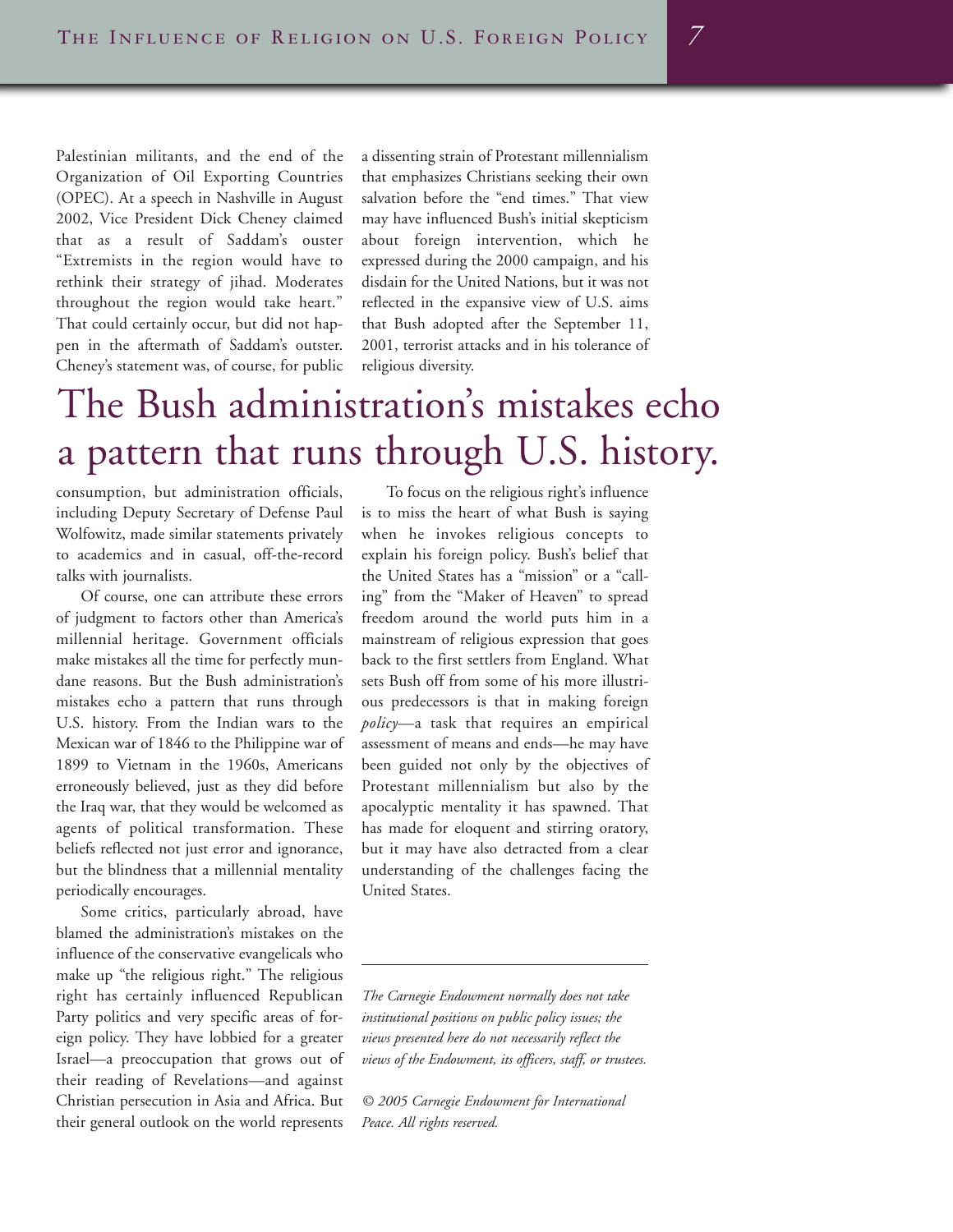Palestinian militants, and the end of the Organization of Oil Exporting Countries (OPEC). At a speech in Nashville in August 2002, Vice President Dick Cheney claimed that as a result of Saddam's ouster "Extremists in the region would have to rethink their strategy of jihad. Moderates throughout the region would take heart." That could certainly occur, but did not happen in the aftermath of Saddam's outster. Cheney's statement was, of course, for public consumption, but administration officials, including Deputy Secretary of Defense Paul Wolfowitz, made similar statements privately to academics and in casual, off-the-record talks with journalists.

Of course, one can attribute these errors of judgment to factors other than America's millennial heritage. Government officials make mistakes all the time for perfectly mundane reasons. But the Bush administration's mistakes echo a pattern that runs through U.S. history. From the Indian wars to the Mexican war of 1846 to the Philippine war of 1899 to Vietnam in the 1960s, Americans erroneously believed, just as they did before the Iraq war, that they would be welcomed as agents of political transformation. These beliefs reflected not just error and ignorance, but the blindness that a millennial mentality periodically encourages.

Some critics, particularly abroad, have blamed the administration's mistakes on the influence of the conservative evangelicals who make up "the religious right." The religious right has certainly influenced Republican Party politics and very specific areas of foreign policy. They have lobbied for a greater Israel—a preoccupation that grows out of their reading of Revelations—and against Christian persecution in Asia and Africa. But their general outlook on the world represents a dissenting strain of Protestant millennialism that emphasizes Christians seeking their own salvation before the "end times." That view may have influenced Bush's initial skepticism about foreign intervention, which he expressed during the 2000 campaign, and his disdain for the United Nations, but it was not reflected in the expansive view of U.S. aims that Bush adopted after the September 11, 2001, terrorist attacks and in his tolerance of religious diversity.

> The Bush administration's mistakes echo a pattern that runs through U.S. history.

To focus on the religious right's influence is to miss the heart of what Bush is saying when he invokes religious concepts to explain his foreign policy. Bush's belief that the United States has a "mission" or a "calling" from the "Maker of Heaven" to spread freedom around the world puts him in a mainstream of religious expression that goes back to the first settlers from England. What sets Bush off from some of his more illustrious predecessors is that in making foreign *policy*—a task that requires an empirical assessment of means and ends—he may have been guided not only by the objectives of Protestant millennialism but also by the apocalyptic mentality it has spawned. That has made for eloquent and stirring oratory, but it may have also detracted from a clear understanding of the challenges facing the United States.

---

*The Carnegie Endowment normally does not take institutional positions on public policy issues; the views presented here do not necessarily reflect the views of the Endowment, its officers, staff, or trustees.*

*© 2005 Carnegie Endowment for International Peace. All rights reserved.*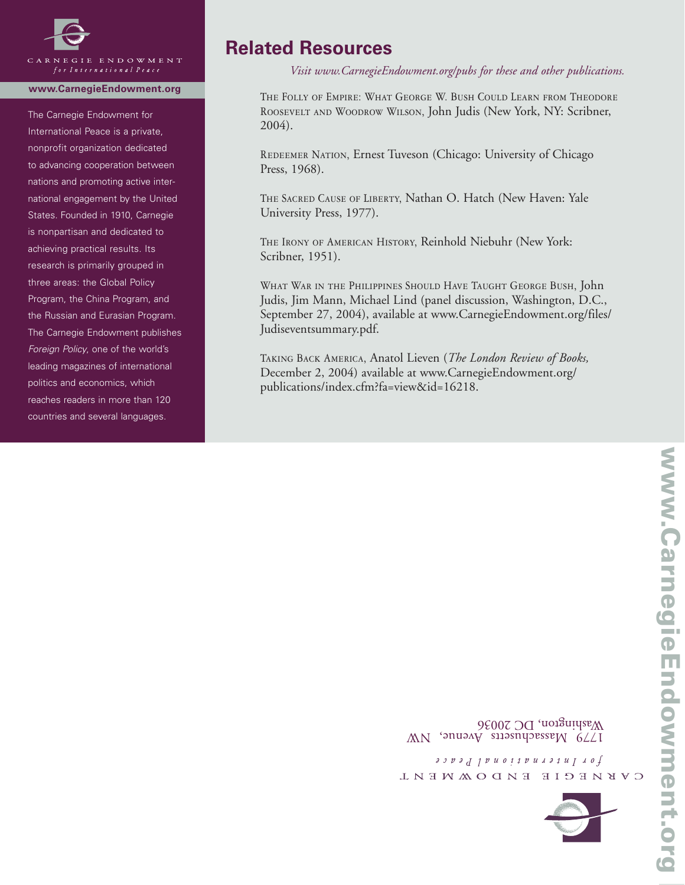CARNEGIE ENDOWMENT
*for International Peace*

**www.CarnegieEndowment.org**

The Carnegie Endowment for International Peace is a private, nonprofit organization dedicated to advancing cooperation between nations and promoting active international engagement by the United States. Founded in 1910, Carnegie is nonpartisan and dedicated to achieving practical results. Its research is primarily grouped in three areas: the Global Policy Program, the China Program, and the Russian and Eurasian Program. The Carnegie Endowment publishes *Foreign Policy*, one of the world's leading magazines of international politics and economics, which reaches readers in more than 120 countries and several languages.

## Related Resources

*Visit www.CarnegieEndowment.org/pubs for these and other publications.*

The Folly of Empire: What George W. Bush Could Learn from Theodore Roosevelt and Woodrow Wilson, John Judis (New York, NY: Scribner, 2004).

Redeemer Nation, Ernest Tuveson (Chicago: University of Chicago Press, 1968).

The Sacred Cause of Liberty, Nathan O. Hatch (New Haven: Yale University Press, 1977).

The Irony of American History, Reinhold Niebuhr (New York: Scribner, 1951).

What War in the Philippines Should Have Taught George Bush, John Judis, Jim Mann, Michael Lind (panel discussion, Washington, D.C., September 27, 2004), available at www.CarnegieEndowment.org/files/Judiseventsummary.pdf.

Taking Back America, Anatol Lieven (*The London Review of Books,* December 2, 2004) available at www.CarnegieEndowment.org/publications/index.cfm?fa=view&id=16218.

CARNEGIE ENDOWMENT
*for International Peace*

1779 Massachusetts Avenue, NW
Washington, DC 20036

**www.CarnegieEndowment.org**